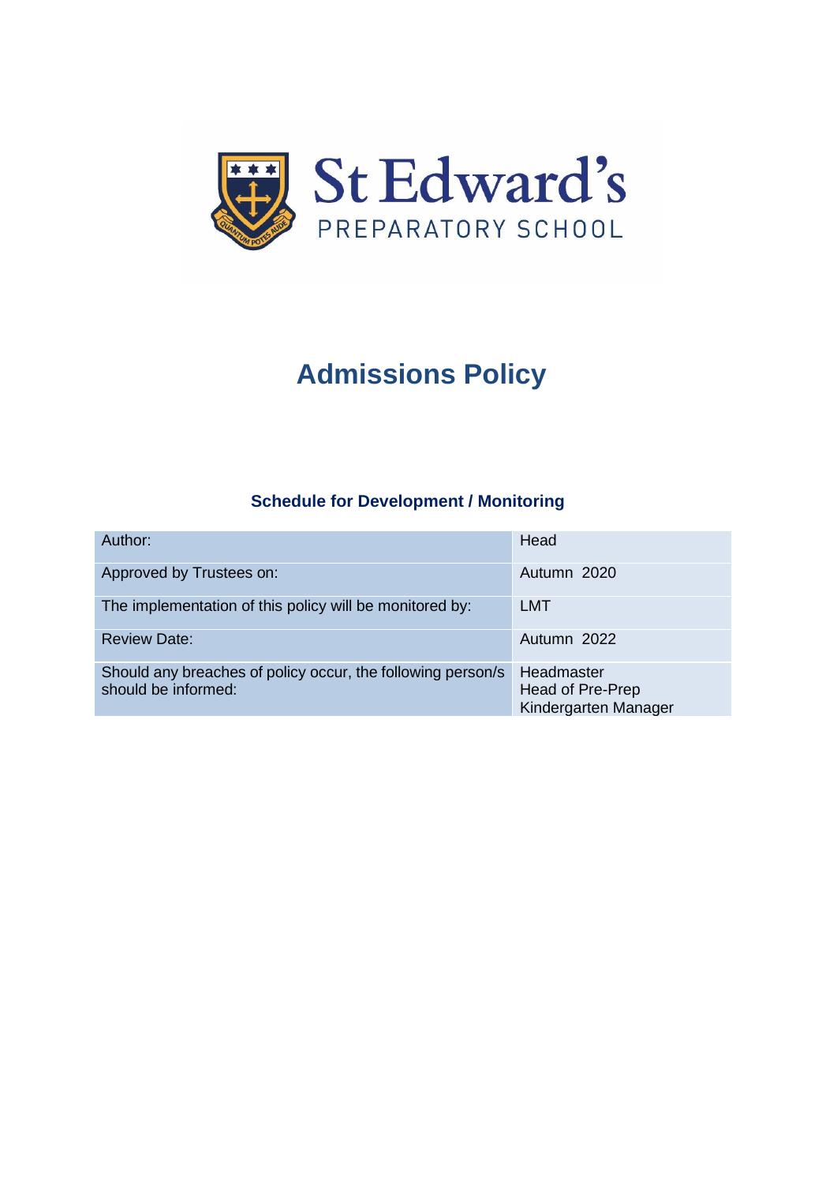St Edward's

PREPARATORY SCHOOL

# Admissions Policy

### Schedule for Development / Monitoring

| | |
|---|---|
| Author: | Head |
| Approved by Trustees on: | Autumn 2020 |
| The implementation of this policy will be monitored by: | LMT |
| Review Date: | Autumn 2022 |
| Should any breaches of policy occur, the following person/s should be informed: | Headmaster<br>Head of Pre-Prep<br>Kindergarten Manager |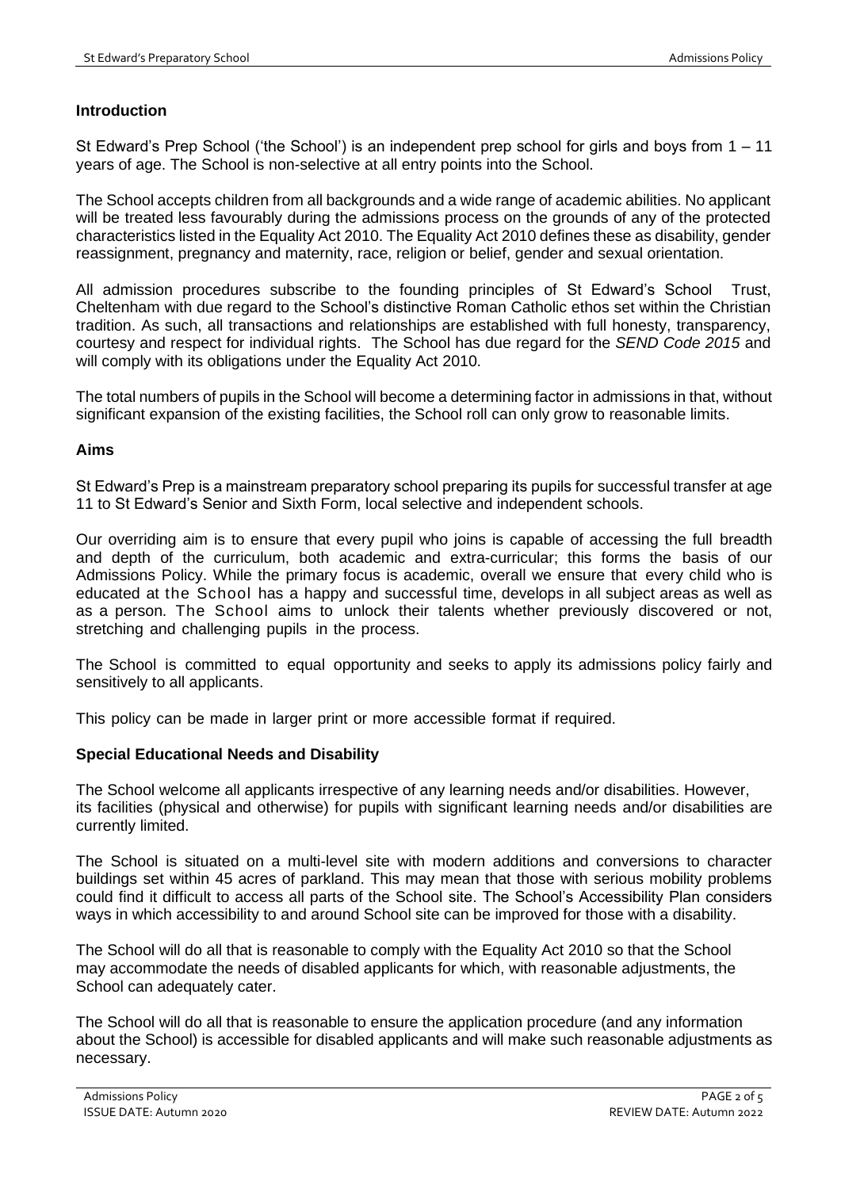## Introduction

St Edward's Prep School ('the School') is an independent prep school for girls and boys from 1 – 11 years of age. The School is non-selective at all entry points into the School.

The School accepts children from all backgrounds and a wide range of academic abilities. No applicant will be treated less favourably during the admissions process on the grounds of any of the protected characteristics listed in the Equality Act 2010. The Equality Act 2010 defines these as disability, gender reassignment, pregnancy and maternity, race, religion or belief, gender and sexual orientation.

All admission procedures subscribe to the founding principles of St Edward's School Trust, Cheltenham with due regard to the School's distinctive Roman Catholic ethos set within the Christian tradition. As such, all transactions and relationships are established with full honesty, transparency, courtesy and respect for individual rights. The School has due regard for the *SEND Code 2015* and will comply with its obligations under the Equality Act 2010.

The total numbers of pupils in the School will become a determining factor in admissions in that, without significant expansion of the existing facilities, the School roll can only grow to reasonable limits.

## Aims

St Edward's Prep is a mainstream preparatory school preparing its pupils for successful transfer at age 11 to St Edward's Senior and Sixth Form, local selective and independent schools.

Our overriding aim is to ensure that every pupil who joins is capable of accessing the full breadth and depth of the curriculum, both academic and extra-curricular; this forms the basis of our Admissions Policy. While the primary focus is academic, overall we ensure that every child who is educated at the School has a happy and successful time, develops in all subject areas as well as as a person. The School aims to unlock their talents whether previously discovered or not, stretching and challenging pupils in the process.

The School is committed to equal opportunity and seeks to apply its admissions policy fairly and sensitively to all applicants.

This policy can be made in larger print or more accessible format if required.

## Special Educational Needs and Disability

The School welcome all applicants irrespective of any learning needs and/or disabilities. However, its facilities (physical and otherwise) for pupils with significant learning needs and/or disabilities are currently limited.

The School is situated on a multi-level site with modern additions and conversions to character buildings set within 45 acres of parkland. This may mean that those with serious mobility problems could find it difficult to access all parts of the School site. The School's Accessibility Plan considers ways in which accessibility to and around School site can be improved for those with a disability.

The School will do all that is reasonable to comply with the Equality Act 2010 so that the School may accommodate the needs of disabled applicants for which, with reasonable adjustments, the School can adequately cater.

The School will do all that is reasonable to ensure the application procedure (and any information about the School) is accessible for disabled applicants and will make such reasonable adjustments as necessary.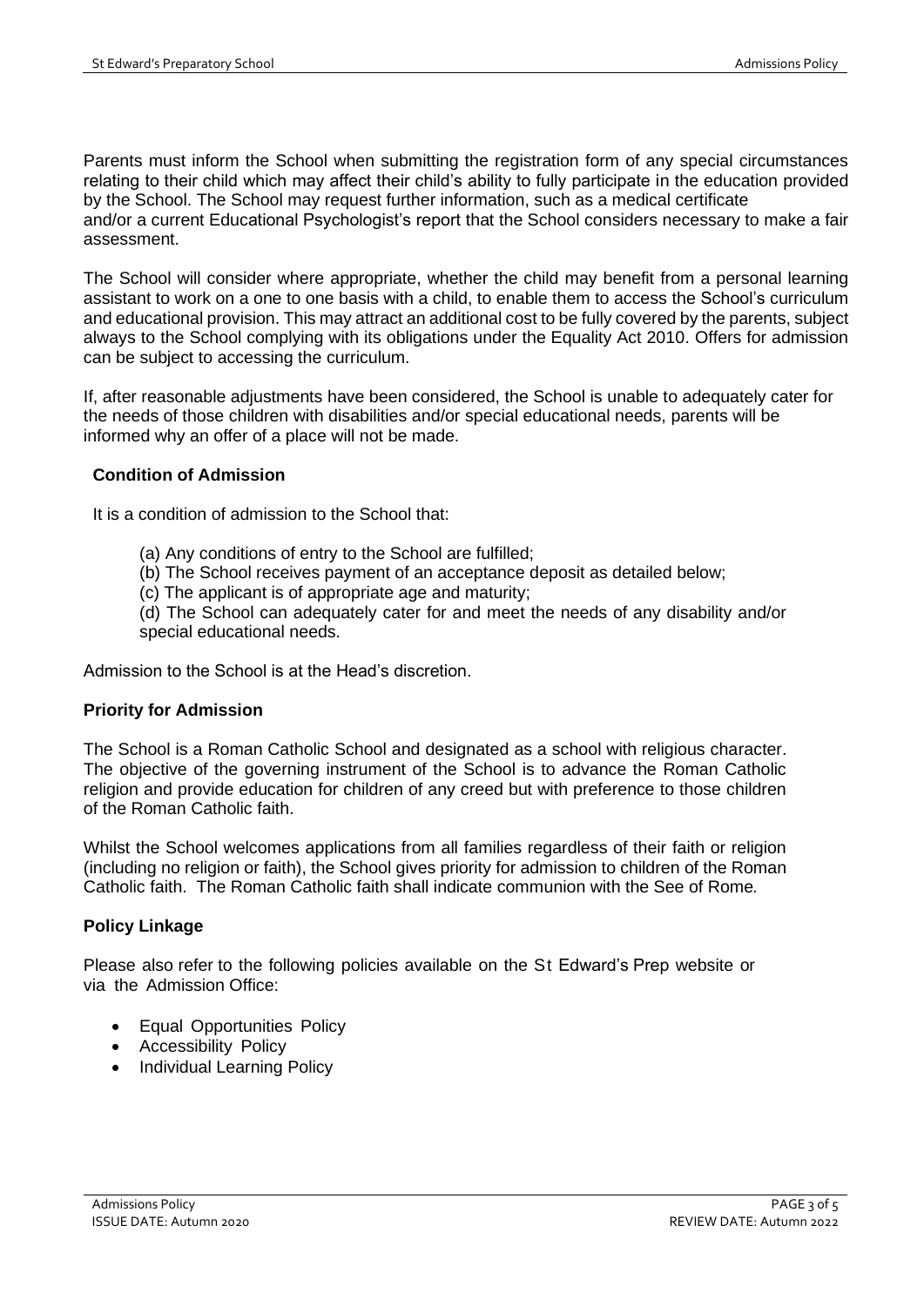Parents must inform the School when submitting the registration form of any special circumstances relating to their child which may affect their child's ability to fully participate in the education provided by the School. The School may request further information, such as a medical certificate and/or a current Educational Psychologist's report that the School considers necessary to make a fair assessment.

The School will consider where appropriate, whether the child may benefit from a personal learning assistant to work on a one to one basis with a child, to enable them to access the School's curriculum and educational provision. This may attract an additional cost to be fully covered by the parents, subject always to the School complying with its obligations under the Equality Act 2010. Offers for admission can be subject to accessing the curriculum.

If, after reasonable adjustments have been considered, the School is unable to adequately cater for the needs of those children with disabilities and/or special educational needs, parents will be informed why an offer of a place will not be made.

### Condition of Admission

It is a condition of admission to the School that:

(a) Any conditions of entry to the School are fulfilled;
(b) The School receives payment of an acceptance deposit as detailed below;
(c) The applicant is of appropriate age and maturity;
(d) The School can adequately cater for and meet the needs of any disability and/or special educational needs.

Admission to the School is at the Head's discretion.

### Priority for Admission

The School is a Roman Catholic School and designated as a school with religious character. The objective of the governing instrument of the School is to advance the Roman Catholic religion and provide education for children of any creed but with preference to those children of the Roman Catholic faith.

Whilst the School welcomes applications from all families regardless of their faith or religion (including no religion or faith), the School gives priority for admission to children of the Roman Catholic faith. The Roman Catholic faith shall indicate communion with the See of Rome*.*

### Policy Linkage

Please also refer to the following policies available on the St Edward's Prep website or via the Admission Office:

- Equal Opportunities Policy
- Accessibility Policy
- Individual Learning Policy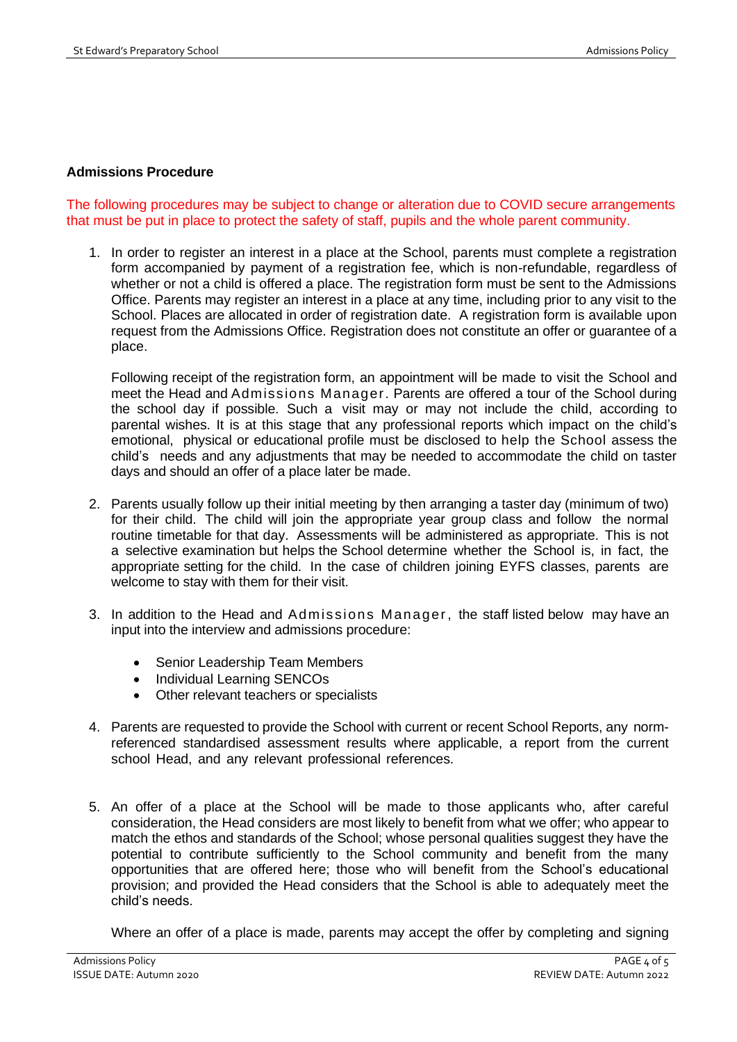**Admissions Procedure**

The following procedures may be subject to change or alteration due to COVID secure arrangements that must be put in place to protect the safety of staff, pupils and the whole parent community.

1. In order to register an interest in a place at the School, parents must complete a registration form accompanied by payment of a registration fee, which is non-refundable, regardless of whether or not a child is offered a place. The registration form must be sent to the Admissions Office. Parents may register an interest in a place at any time, including prior to any visit to the School. Places are allocated in order of registration date. A registration form is available upon request from the Admissions Office. Registration does not constitute an offer or guarantee of a place.

   Following receipt of the registration form, an appointment will be made to visit the School and meet the Head and Admissions Manager. Parents are offered a tour of the School during the school day if possible. Such a visit may or may not include the child, according to parental wishes. It is at this stage that any professional reports which impact on the child's emotional, physical or educational profile must be disclosed to help the School assess the child's needs and any adjustments that may be needed to accommodate the child on taster days and should an offer of a place later be made.

2. Parents usually follow up their initial meeting by then arranging a taster day (minimum of two) for their child. The child will join the appropriate year group class and follow the normal routine timetable for that day. Assessments will be administered as appropriate. This is not a selective examination but helps the School determine whether the School is, in fact, the appropriate setting for the child. In the case of children joining EYFS classes, parents are welcome to stay with them for their visit.

3. In addition to the Head and Admissions Manager, the staff listed below may have an input into the interview and admissions procedure:

   - Senior Leadership Team Members
   - Individual Learning SENCOs
   - Other relevant teachers or specialists

4. Parents are requested to provide the School with current or recent School Reports, any norm-referenced standardised assessment results where applicable, a report from the current school Head, and any relevant professional references.

5. An offer of a place at the School will be made to those applicants who, after careful consideration, the Head considers are most likely to benefit from what we offer; who appear to match the ethos and standards of the School; whose personal qualities suggest they have the potential to contribute sufficiently to the School community and benefit from the many opportunities that are offered here; those who will benefit from the School's educational provision; and provided the Head considers that the School is able to adequately meet the child's needs.

   Where an offer of a place is made, parents may accept the offer by completing and signing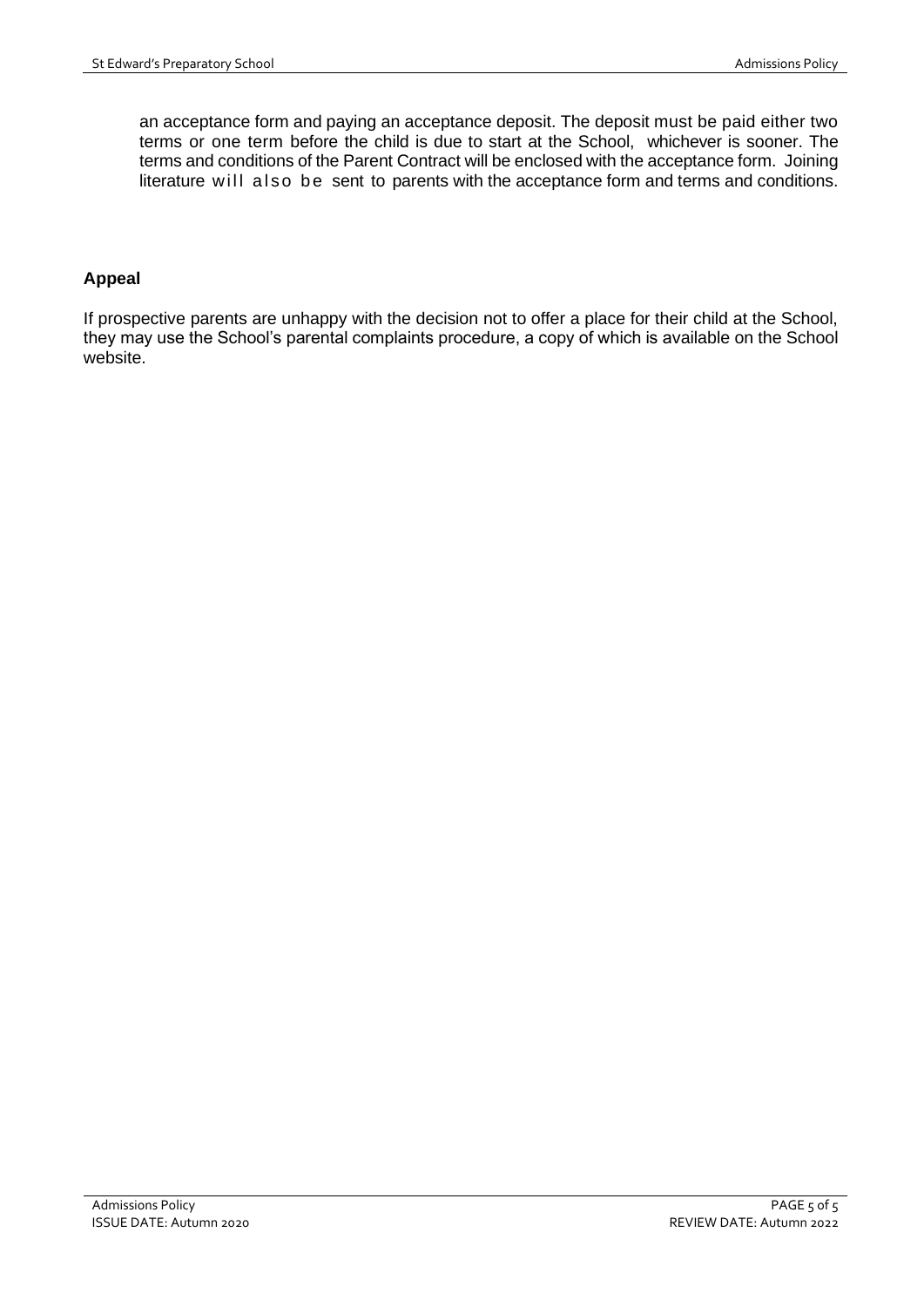an acceptance form and paying an acceptance deposit. The deposit must be paid either two terms or one term before the child is due to start at the School, whichever is sooner. The terms and conditions of the Parent Contract will be enclosed with the acceptance form. Joining literature will also be sent to parents with the acceptance form and terms and conditions.

## Appeal

If prospective parents are unhappy with the decision not to offer a place for their child at the School, they may use the School's parental complaints procedure, a copy of which is available on the School website.